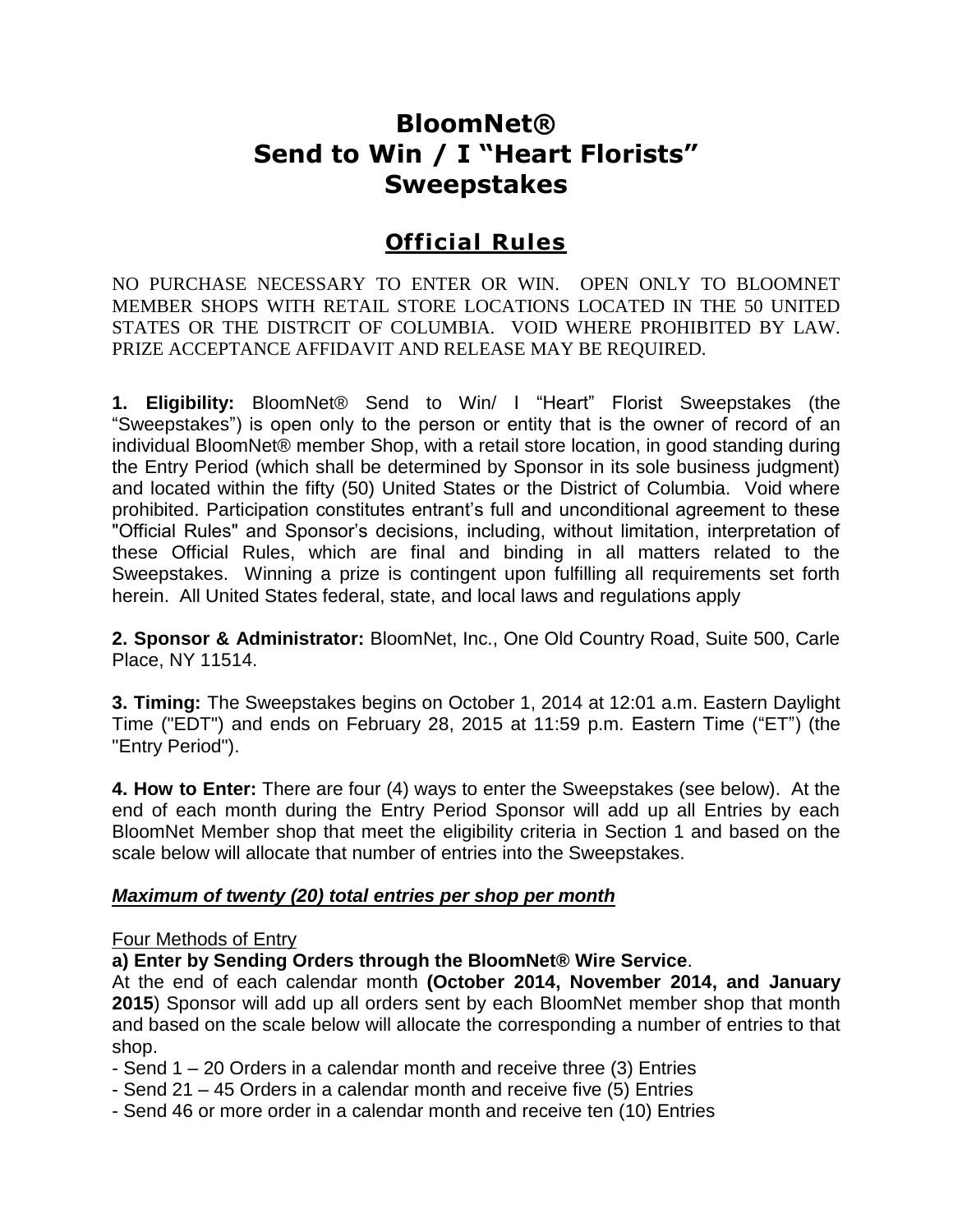# BloomNet®
# Send to Win / I "Heart Florists"
# Sweepstakes

## Official Rules

NO PURCHASE NECESSARY TO ENTER OR WIN. OPEN ONLY TO BLOOMNET MEMBER SHOPS WITH RETAIL STORE LOCATIONS LOCATED IN THE 50 UNITED STATES OR THE DISTRCIT OF COLUMBIA. VOID WHERE PROHIBITED BY LAW. PRIZE ACCEPTANCE AFFIDAVIT AND RELEASE MAY BE REQUIRED.

**1. Eligibility:** BloomNet® Send to Win/ I "Heart" Florist Sweepstakes (the "Sweepstakes") is open only to the person or entity that is the owner of record of an individual BloomNet® member Shop, with a retail store location, in good standing during the Entry Period (which shall be determined by Sponsor in its sole business judgment) and located within the fifty (50) United States or the District of Columbia. Void where prohibited. Participation constitutes entrant's full and unconditional agreement to these "Official Rules" and Sponsor's decisions, including, without limitation, interpretation of these Official Rules, which are final and binding in all matters related to the Sweepstakes. Winning a prize is contingent upon fulfilling all requirements set forth herein. All United States federal, state, and local laws and regulations apply

**2. Sponsor & Administrator:** BloomNet, Inc., One Old Country Road, Suite 500, Carle Place, NY 11514.

**3. Timing:** The Sweepstakes begins on October 1, 2014 at 12:01 a.m. Eastern Daylight Time ("EDT") and ends on February 28, 2015 at 11:59 p.m. Eastern Time ("ET") (the "Entry Period").

**4. How to Enter:** There are four (4) ways to enter the Sweepstakes (see below). At the end of each month during the Entry Period Sponsor will add up all Entries by each BloomNet Member shop that meet the eligibility criteria in Section 1 and based on the scale below will allocate that number of entries into the Sweepstakes.

***Maximum of twenty (20) total entries per shop per month***

Four Methods of Entry

**a) Enter by Sending Orders through the BloomNet® Wire Service**.

At the end of each calendar month **(October 2014, November 2014, and January 2015**) Sponsor will add up all orders sent by each BloomNet member shop that month and based on the scale below will allocate the corresponding a number of entries to that shop.

- Send 1 – 20 Orders in a calendar month and receive three (3) Entries
- Send 21 – 45 Orders in a calendar month and receive five (5) Entries
- Send 46 or more order in a calendar month and receive ten (10) Entries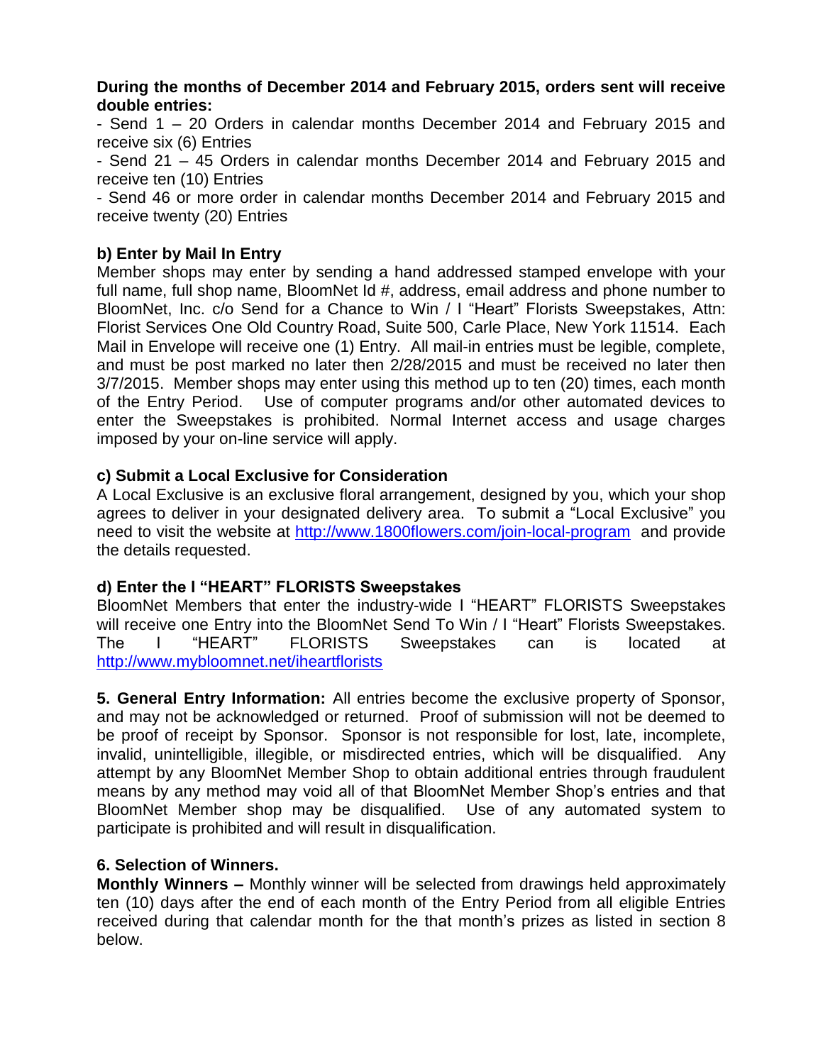**During the months of December 2014 and February 2015, orders sent will receive double entries:**

- Send 1 – 20 Orders in calendar months December 2014 and February 2015 and receive six (6) Entries
- Send 21 – 45 Orders in calendar months December 2014 and February 2015 and receive ten (10) Entries
- Send 46 or more order in calendar months December 2014 and February 2015 and receive twenty (20) Entries

**b) Enter by Mail In Entry**

Member shops may enter by sending a hand addressed stamped envelope with your full name, full shop name, BloomNet Id #, address, email address and phone number to BloomNet, Inc. c/o Send for a Chance to Win / I "Heart" Florists Sweepstakes, Attn: Florist Services One Old Country Road, Suite 500, Carle Place, New York 11514. Each Mail in Envelope will receive one (1) Entry. All mail-in entries must be legible, complete, and must be post marked no later then 2/28/2015 and must be received no later then 3/7/2015. Member shops may enter using this method up to ten (20) times, each month of the Entry Period. Use of computer programs and/or other automated devices to enter the Sweepstakes is prohibited. Normal Internet access and usage charges imposed by your on-line service will apply.

**c) Submit a Local Exclusive for Consideration**

A Local Exclusive is an exclusive floral arrangement, designed by you, which your shop agrees to deliver in your designated delivery area. To submit a "Local Exclusive" you need to visit the website at http://www.1800flowers.com/join-local-program and provide the details requested.

**d) Enter the I "HEART" FLORISTS Sweepstakes**

BloomNet Members that enter the industry-wide I "HEART" FLORISTS Sweepstakes will receive one Entry into the BloomNet Send To Win / I "Heart" Florists Sweepstakes. The I "HEART" FLORISTS Sweepstakes can is located at http://www.mybloomnet.net/iheartflorists

**5. General Entry Information:** All entries become the exclusive property of Sponsor, and may not be acknowledged or returned. Proof of submission will not be deemed to be proof of receipt by Sponsor. Sponsor is not responsible for lost, late, incomplete, invalid, unintelligible, illegible, or misdirected entries, which will be disqualified. Any attempt by any BloomNet Member Shop to obtain additional entries through fraudulent means by any method may void all of that BloomNet Member Shop's entries and that BloomNet Member shop may be disqualified. Use of any automated system to participate is prohibited and will result in disqualification.

**6. Selection of Winners.**

**Monthly Winners –** Monthly winner will be selected from drawings held approximately ten (10) days after the end of each month of the Entry Period from all eligible Entries received during that calendar month for the that month's prizes as listed in section 8 below.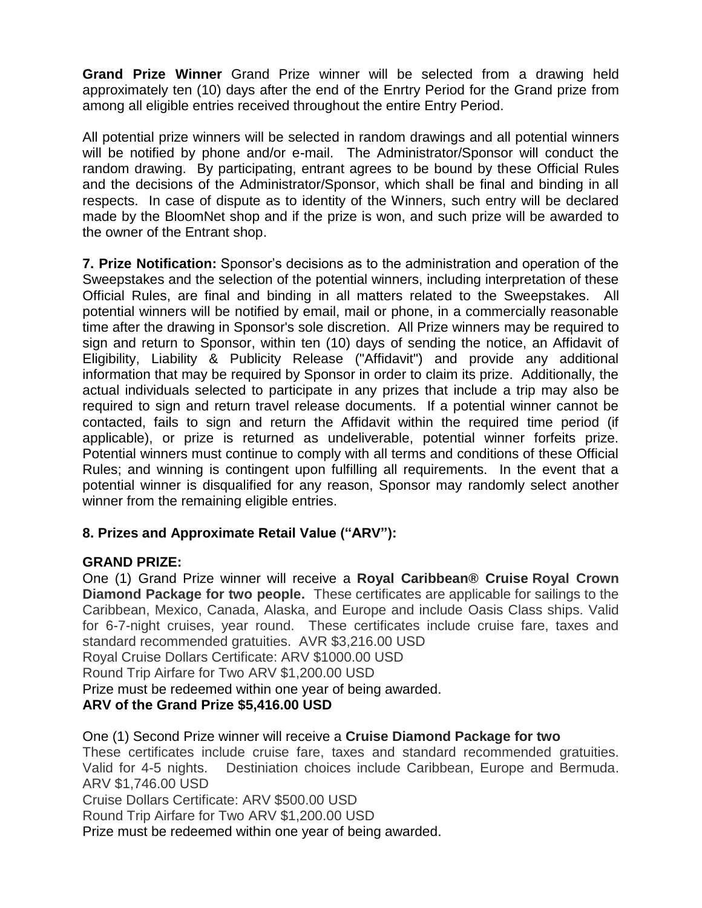**Grand Prize Winner** Grand Prize winner will be selected from a drawing held approximately ten (10) days after the end of the Enrtry Period for the Grand prize from among all eligible entries received throughout the entire Entry Period.

All potential prize winners will be selected in random drawings and all potential winners will be notified by phone and/or e-mail. The Administrator/Sponsor will conduct the random drawing. By participating, entrant agrees to be bound by these Official Rules and the decisions of the Administrator/Sponsor, which shall be final and binding in all respects. In case of dispute as to identity of the Winners, such entry will be declared made by the BloomNet shop and if the prize is won, and such prize will be awarded to the owner of the Entrant shop.

**7. Prize Notification:** Sponsor's decisions as to the administration and operation of the Sweepstakes and the selection of the potential winners, including interpretation of these Official Rules, are final and binding in all matters related to the Sweepstakes. All potential winners will be notified by email, mail or phone, in a commercially reasonable time after the drawing in Sponsor's sole discretion. All Prize winners may be required to sign and return to Sponsor, within ten (10) days of sending the notice, an Affidavit of Eligibility, Liability & Publicity Release ("Affidavit") and provide any additional information that may be required by Sponsor in order to claim its prize. Additionally, the actual individuals selected to participate in any prizes that include a trip may also be required to sign and return travel release documents. If a potential winner cannot be contacted, fails to sign and return the Affidavit within the required time period (if applicable), or prize is returned as undeliverable, potential winner forfeits prize. Potential winners must continue to comply with all terms and conditions of these Official Rules; and winning is contingent upon fulfilling all requirements. In the event that a potential winner is disqualified for any reason, Sponsor may randomly select another winner from the remaining eligible entries.

**8. Prizes and Approximate Retail Value ("ARV"):**

**GRAND PRIZE:**

One (1) Grand Prize winner will receive a **Royal Caribbean® Cruise Royal Crown Diamond Package for two people.** These certificates are applicable for sailings to the Caribbean, Mexico, Canada, Alaska, and Europe and include Oasis Class ships. Valid for 6-7-night cruises, year round. These certificates include cruise fare, taxes and standard recommended gratuities. AVR $3,216.00 USD
Royal Cruise Dollars Certificate: ARV $1000.00 USD
Round Trip Airfare for Two ARV $1,200.00 USD
Prize must be redeemed within one year of being awarded.
**ARV of the Grand Prize $5,416.00 USD**

One (1) Second Prize winner will receive a **Cruise Diamond Package for two**
These certificates include cruise fare, taxes and standard recommended gratuities. Valid for 4-5 nights. Destiniation choices include Caribbean, Europe and Bermuda. ARV $1,746.00 USD
Cruise Dollars Certificate: ARV $500.00 USD
Round Trip Airfare for Two ARV $1,200.00 USD
Prize must be redeemed within one year of being awarded.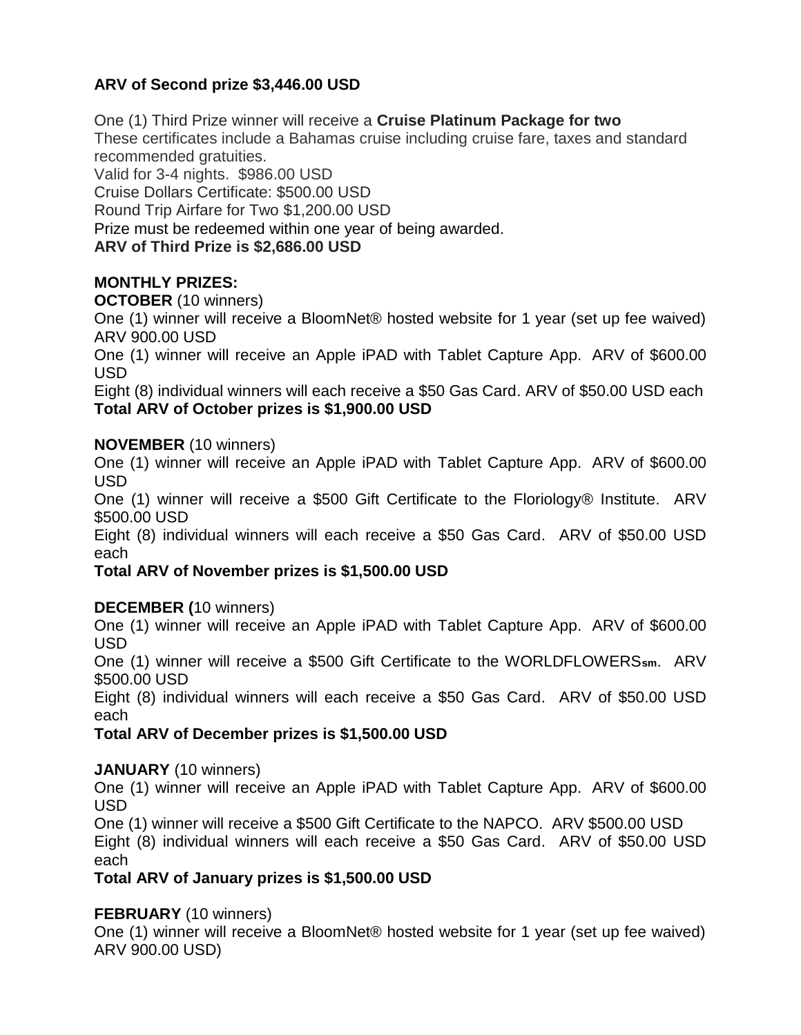**ARV of Second prize $3,446.00 USD**

One (1) Third Prize winner will receive a **Cruise Platinum Package for two**
These certificates include a Bahamas cruise including cruise fare, taxes and standard recommended gratuities.
Valid for 3-4 nights. $986.00 USD
Cruise Dollars Certificate: $500.00 USD
Round Trip Airfare for Two $1,200.00 USD
Prize must be redeemed within one year of being awarded.
**ARV of Third Prize is $2,686.00 USD**

**MONTHLY PRIZES:**
**OCTOBER** (10 winners)
One (1) winner will receive a BloomNet® hosted website for 1 year (set up fee waived) ARV 900.00 USD
One (1) winner will receive an Apple iPAD with Tablet Capture App. ARV of $600.00 USD
Eight (8) individual winners will each receive a $50 Gas Card. ARV of $50.00 USD each
**Total ARV of October prizes is $1,900.00 USD**

**NOVEMBER** (10 winners)
One (1) winner will receive an Apple iPAD with Tablet Capture App. ARV of $600.00 USD
One (1) winner will receive a $500 Gift Certificate to the Floriology® Institute. ARV $500.00 USD
Eight (8) individual winners will each receive a $50 Gas Card. ARV of $50.00 USD each
**Total ARV of November prizes is $1,500.00 USD**

**DECEMBER (**10 winners)
One (1) winner will receive an Apple iPAD with Tablet Capture App. ARV of $600.00 USD
One (1) winner will receive a $500 Gift Certificate to the WORLDFLOWERSsm. ARV $500.00 USD
Eight (8) individual winners will each receive a $50 Gas Card. ARV of $50.00 USD each
**Total ARV of December prizes is $1,500.00 USD**

**JANUARY** (10 winners)
One (1) winner will receive an Apple iPAD with Tablet Capture App. ARV of $600.00 USD
One (1) winner will receive a $500 Gift Certificate to the NAPCO. ARV $500.00 USD
Eight (8) individual winners will each receive a $50 Gas Card. ARV of $50.00 USD each
**Total ARV of January prizes is $1,500.00 USD**

**FEBRUARY** (10 winners)
One (1) winner will receive a BloomNet® hosted website for 1 year (set up fee waived) ARV 900.00 USD)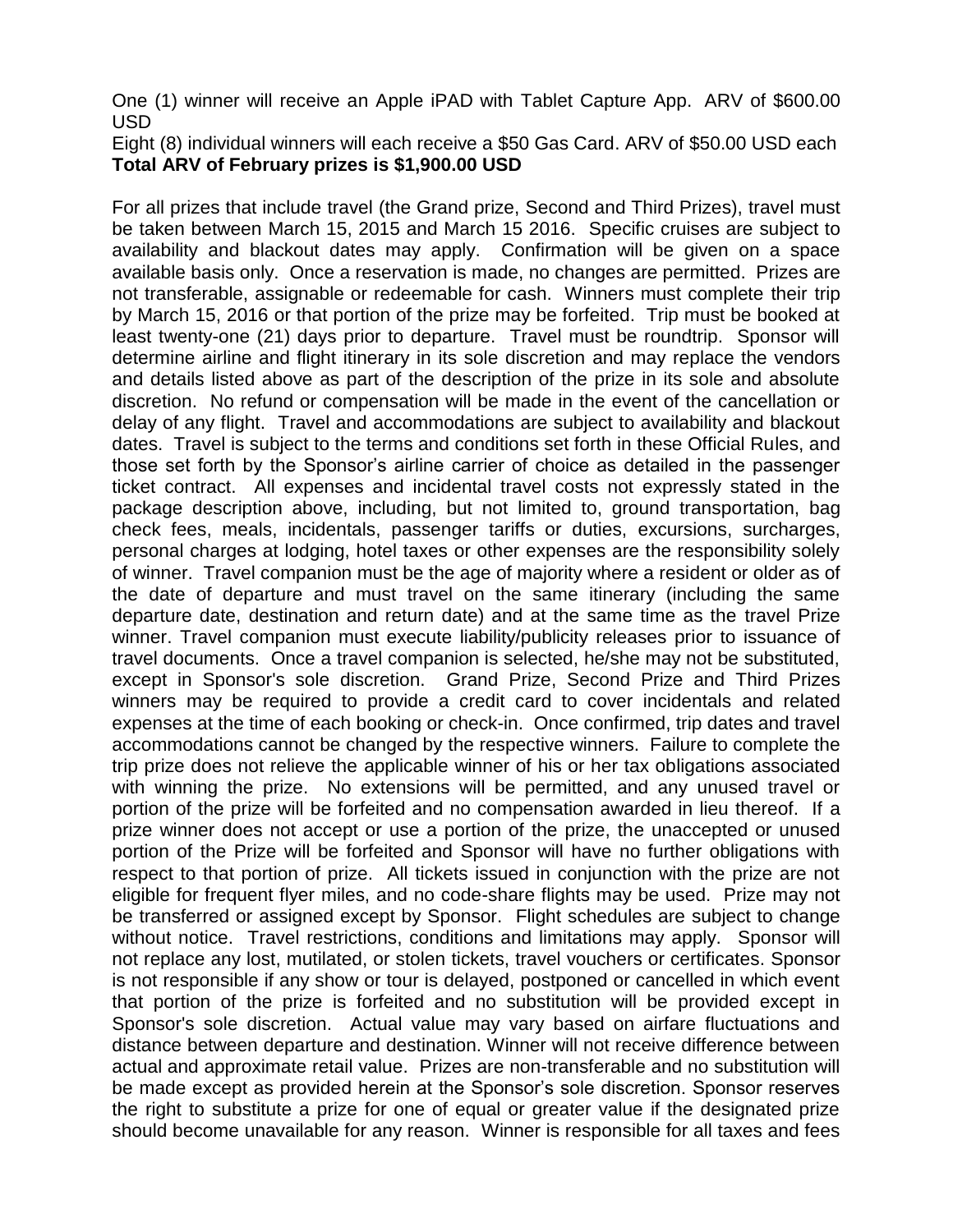One (1) winner will receive an Apple iPAD with Tablet Capture App. ARV of $600.00 USD

Eight (8) individual winners will each receive a $50 Gas Card. ARV of $50.00 USD each

**Total ARV of February prizes is $1,900.00 USD**

For all prizes that include travel (the Grand prize, Second and Third Prizes), travel must be taken between March 15, 2015 and March 15 2016. Specific cruises are subject to availability and blackout dates may apply. Confirmation will be given on a space available basis only. Once a reservation is made, no changes are permitted. Prizes are not transferable, assignable or redeemable for cash. Winners must complete their trip by March 15, 2016 or that portion of the prize may be forfeited. Trip must be booked at least twenty-one (21) days prior to departure. Travel must be roundtrip. Sponsor will determine airline and flight itinerary in its sole discretion and may replace the vendors and details listed above as part of the description of the prize in its sole and absolute discretion. No refund or compensation will be made in the event of the cancellation or delay of any flight. Travel and accommodations are subject to availability and blackout dates. Travel is subject to the terms and conditions set forth in these Official Rules, and those set forth by the Sponsor's airline carrier of choice as detailed in the passenger ticket contract. All expenses and incidental travel costs not expressly stated in the package description above, including, but not limited to, ground transportation, bag check fees, meals, incidentals, passenger tariffs or duties, excursions, surcharges, personal charges at lodging, hotel taxes or other expenses are the responsibility solely of winner. Travel companion must be the age of majority where a resident or older as of the date of departure and must travel on the same itinerary (including the same departure date, destination and return date) and at the same time as the travel Prize winner. Travel companion must execute liability/publicity releases prior to issuance of travel documents. Once a travel companion is selected, he/she may not be substituted, except in Sponsor's sole discretion. Grand Prize, Second Prize and Third Prizes winners may be required to provide a credit card to cover incidentals and related expenses at the time of each booking or check-in. Once confirmed, trip dates and travel accommodations cannot be changed by the respective winners. Failure to complete the trip prize does not relieve the applicable winner of his or her tax obligations associated with winning the prize. No extensions will be permitted, and any unused travel or portion of the prize will be forfeited and no compensation awarded in lieu thereof. If a prize winner does not accept or use a portion of the prize, the unaccepted or unused portion of the Prize will be forfeited and Sponsor will have no further obligations with respect to that portion of prize. All tickets issued in conjunction with the prize are not eligible for frequent flyer miles, and no code-share flights may be used. Prize may not be transferred or assigned except by Sponsor. Flight schedules are subject to change without notice. Travel restrictions, conditions and limitations may apply. Sponsor will not replace any lost, mutilated, or stolen tickets, travel vouchers or certificates. Sponsor is not responsible if any show or tour is delayed, postponed or cancelled in which event that portion of the prize is forfeited and no substitution will be provided except in Sponsor's sole discretion. Actual value may vary based on airfare fluctuations and distance between departure and destination. Winner will not receive difference between actual and approximate retail value. Prizes are non-transferable and no substitution will be made except as provided herein at the Sponsor's sole discretion. Sponsor reserves the right to substitute a prize for one of equal or greater value if the designated prize should become unavailable for any reason. Winner is responsible for all taxes and fees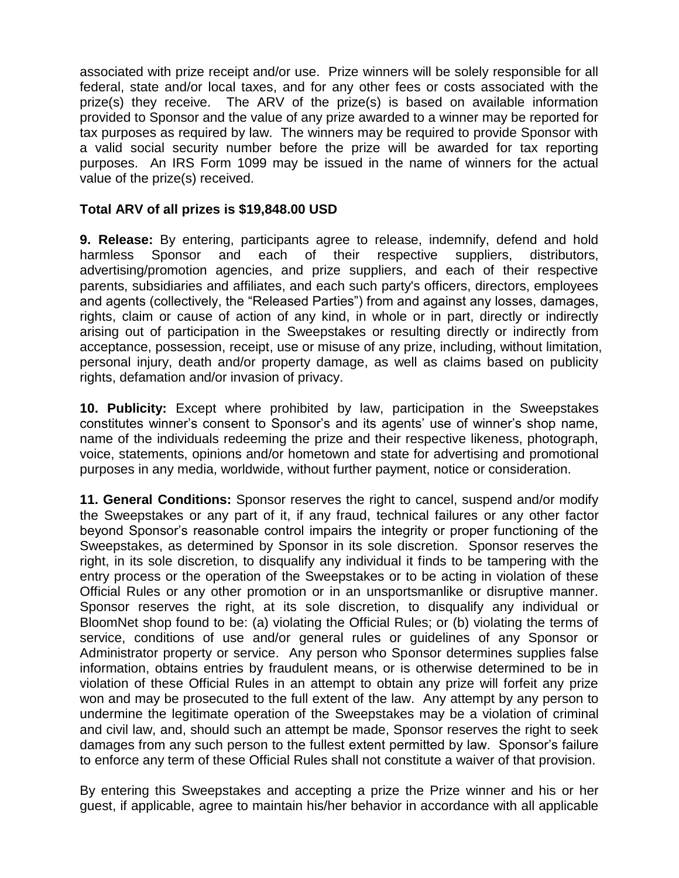associated with prize receipt and/or use. Prize winners will be solely responsible for all federal, state and/or local taxes, and for any other fees or costs associated with the prize(s) they receive. The ARV of the prize(s) is based on available information provided to Sponsor and the value of any prize awarded to a winner may be reported for tax purposes as required by law. The winners may be required to provide Sponsor with a valid social security number before the prize will be awarded for tax reporting purposes. An IRS Form 1099 may be issued in the name of winners for the actual value of the prize(s) received.

**Total ARV of all prizes is $19,848.00 USD**

**9. Release:** By entering, participants agree to release, indemnify, defend and hold harmless Sponsor and each of their respective suppliers, distributors, advertising/promotion agencies, and prize suppliers, and each of their respective parents, subsidiaries and affiliates, and each such party's officers, directors, employees and agents (collectively, the "Released Parties") from and against any losses, damages, rights, claim or cause of action of any kind, in whole or in part, directly or indirectly arising out of participation in the Sweepstakes or resulting directly or indirectly from acceptance, possession, receipt, use or misuse of any prize, including, without limitation, personal injury, death and/or property damage, as well as claims based on publicity rights, defamation and/or invasion of privacy.

**10. Publicity:** Except where prohibited by law, participation in the Sweepstakes constitutes winner's consent to Sponsor's and its agents' use of winner's shop name, name of the individuals redeeming the prize and their respective likeness, photograph, voice, statements, opinions and/or hometown and state for advertising and promotional purposes in any media, worldwide, without further payment, notice or consideration.

**11. General Conditions:** Sponsor reserves the right to cancel, suspend and/or modify the Sweepstakes or any part of it, if any fraud, technical failures or any other factor beyond Sponsor's reasonable control impairs the integrity or proper functioning of the Sweepstakes, as determined by Sponsor in its sole discretion. Sponsor reserves the right, in its sole discretion, to disqualify any individual it finds to be tampering with the entry process or the operation of the Sweepstakes or to be acting in violation of these Official Rules or any other promotion or in an unsportsmanlike or disruptive manner. Sponsor reserves the right, at its sole discretion, to disqualify any individual or BloomNet shop found to be: (a) violating the Official Rules; or (b) violating the terms of service, conditions of use and/or general rules or guidelines of any Sponsor or Administrator property or service. Any person who Sponsor determines supplies false information, obtains entries by fraudulent means, or is otherwise determined to be in violation of these Official Rules in an attempt to obtain any prize will forfeit any prize won and may be prosecuted to the full extent of the law. Any attempt by any person to undermine the legitimate operation of the Sweepstakes may be a violation of criminal and civil law, and, should such an attempt be made, Sponsor reserves the right to seek damages from any such person to the fullest extent permitted by law. Sponsor's failure to enforce any term of these Official Rules shall not constitute a waiver of that provision.

By entering this Sweepstakes and accepting a prize the Prize winner and his or her guest, if applicable, agree to maintain his/her behavior in accordance with all applicable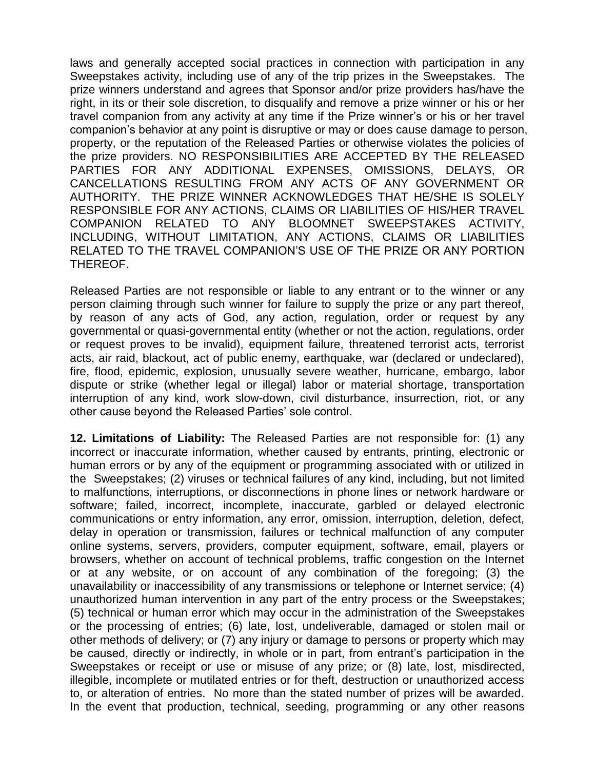laws and generally accepted social practices in connection with participation in any Sweepstakes activity, including use of any of the trip prizes in the Sweepstakes. The prize winners understand and agrees that Sponsor and/or prize providers has/have the right, in its or their sole discretion, to disqualify and remove a prize winner or his or her travel companion from any activity at any time if the Prize winner's or his or her travel companion's behavior at any point is disruptive or may or does cause damage to person, property, or the reputation of the Released Parties or otherwise violates the policies of the prize providers. NO RESPONSIBILITIES ARE ACCEPTED BY THE RELEASED PARTIES FOR ANY ADDITIONAL EXPENSES, OMISSIONS, DELAYS, OR CANCELLATIONS RESULTING FROM ANY ACTS OF ANY GOVERNMENT OR AUTHORITY. THE PRIZE WINNER ACKNOWLEDGES THAT HE/SHE IS SOLELY RESPONSIBLE FOR ANY ACTIONS, CLAIMS OR LIABILITIES OF HIS/HER TRAVEL COMPANION RELATED TO ANY BLOOMNET SWEEPSTAKES ACTIVITY, INCLUDING, WITHOUT LIMITATION, ANY ACTIONS, CLAIMS OR LIABILITIES RELATED TO THE TRAVEL COMPANION'S USE OF THE PRIZE OR ANY PORTION THEREOF.

Released Parties are not responsible or liable to any entrant or to the winner or any person claiming through such winner for failure to supply the prize or any part thereof, by reason of any acts of God, any action, regulation, order or request by any governmental or quasi-governmental entity (whether or not the action, regulations, order or request proves to be invalid), equipment failure, threatened terrorist acts, terrorist acts, air raid, blackout, act of public enemy, earthquake, war (declared or undeclared), fire, flood, epidemic, explosion, unusually severe weather, hurricane, embargo, labor dispute or strike (whether legal or illegal) labor or material shortage, transportation interruption of any kind, work slow-down, civil disturbance, insurrection, riot, or any other cause beyond the Released Parties' sole control.

**12. Limitations of Liability:** The Released Parties are not responsible for: (1) any incorrect or inaccurate information, whether caused by entrants, printing, electronic or human errors or by any of the equipment or programming associated with or utilized in the Sweepstakes; (2) viruses or technical failures of any kind, including, but not limited to malfunctions, interruptions, or disconnections in phone lines or network hardware or software; failed, incorrect, incomplete, inaccurate, garbled or delayed electronic communications or entry information, any error, omission, interruption, deletion, defect, delay in operation or transmission, failures or technical malfunction of any computer online systems, servers, providers, computer equipment, software, email, players or browsers, whether on account of technical problems, traffic congestion on the Internet or at any website, or on account of any combination of the foregoing; (3) the unavailability or inaccessibility of any transmissions or telephone or Internet service; (4) unauthorized human intervention in any part of the entry process or the Sweepstakes; (5) technical or human error which may occur in the administration of the Sweepstakes or the processing of entries; (6) late, lost, undeliverable, damaged or stolen mail or other methods of delivery; or (7) any injury or damage to persons or property which may be caused, directly or indirectly, in whole or in part, from entrant's participation in the Sweepstakes or receipt or use or misuse of any prize; or (8) late, lost, misdirected, illegible, incomplete or mutilated entries or for theft, destruction or unauthorized access to, or alteration of entries. No more than the stated number of prizes will be awarded. In the event that production, technical, seeding, programming or any other reasons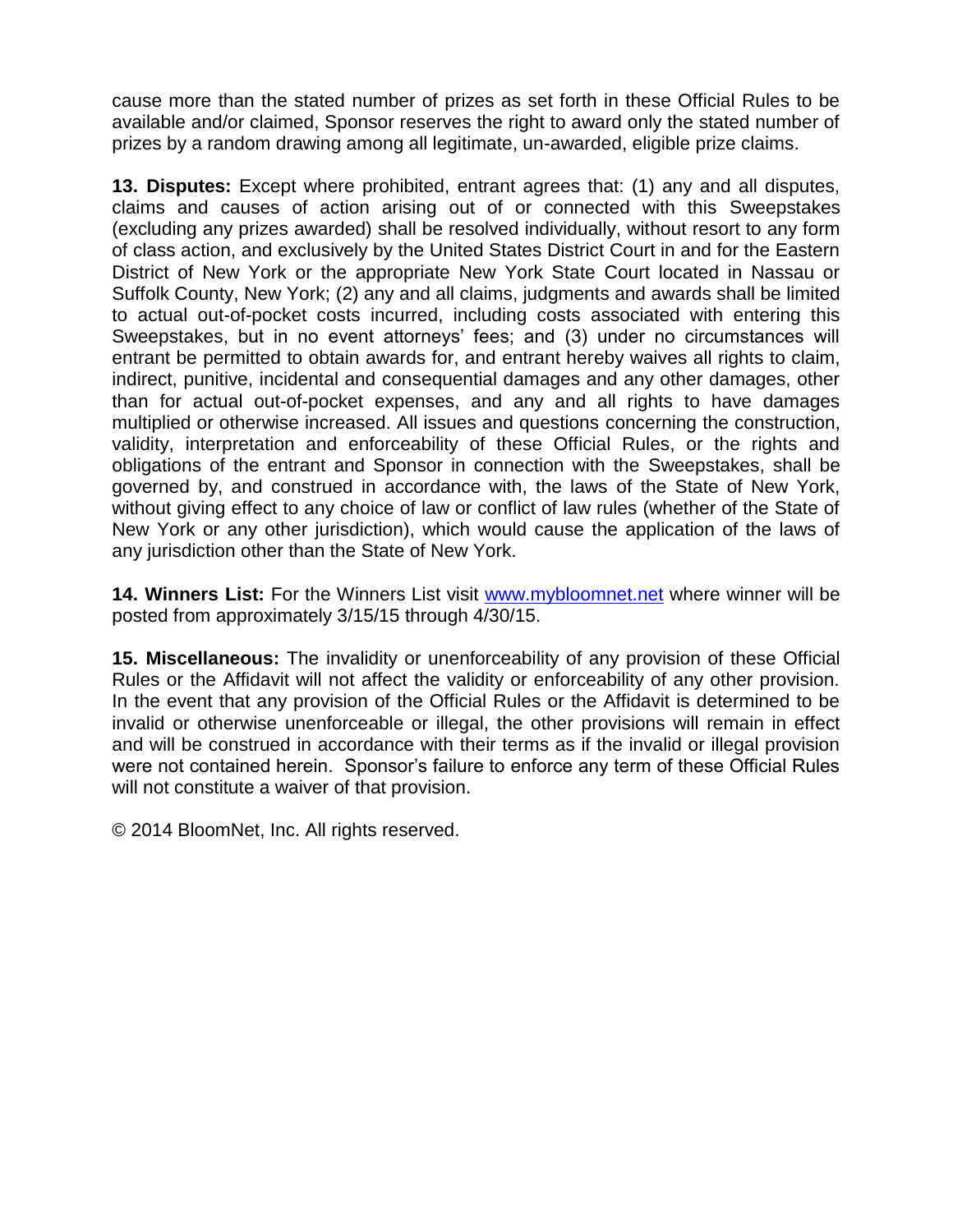cause more than the stated number of prizes as set forth in these Official Rules to be available and/or claimed, Sponsor reserves the right to award only the stated number of prizes by a random drawing among all legitimate, un-awarded, eligible prize claims.

**13. Disputes:** Except where prohibited, entrant agrees that: (1) any and all disputes, claims and causes of action arising out of or connected with this Sweepstakes (excluding any prizes awarded) shall be resolved individually, without resort to any form of class action, and exclusively by the United States District Court in and for the Eastern District of New York or the appropriate New York State Court located in Nassau or Suffolk County, New York; (2) any and all claims, judgments and awards shall be limited to actual out-of-pocket costs incurred, including costs associated with entering this Sweepstakes, but in no event attorneys' fees; and (3) under no circumstances will entrant be permitted to obtain awards for, and entrant hereby waives all rights to claim, indirect, punitive, incidental and consequential damages and any other damages, other than for actual out-of-pocket expenses, and any and all rights to have damages multiplied or otherwise increased. All issues and questions concerning the construction, validity, interpretation and enforceability of these Official Rules, or the rights and obligations of the entrant and Sponsor in connection with the Sweepstakes, shall be governed by, and construed in accordance with, the laws of the State of New York, without giving effect to any choice of law or conflict of law rules (whether of the State of New York or any other jurisdiction), which would cause the application of the laws of any jurisdiction other than the State of New York.

**14. Winners List:** For the Winners List visit [www.mybloomnet.net](http://www.mybloomnet.net) where winner will be posted from approximately 3/15/15 through 4/30/15.

**15. Miscellaneous:** The invalidity or unenforceability of any provision of these Official Rules or the Affidavit will not affect the validity or enforceability of any other provision. In the event that any provision of the Official Rules or the Affidavit is determined to be invalid or otherwise unenforceable or illegal, the other provisions will remain in effect and will be construed in accordance with their terms as if the invalid or illegal provision were not contained herein. Sponsor's failure to enforce any term of these Official Rules will not constitute a waiver of that provision.

© 2014 BloomNet, Inc. All rights reserved.